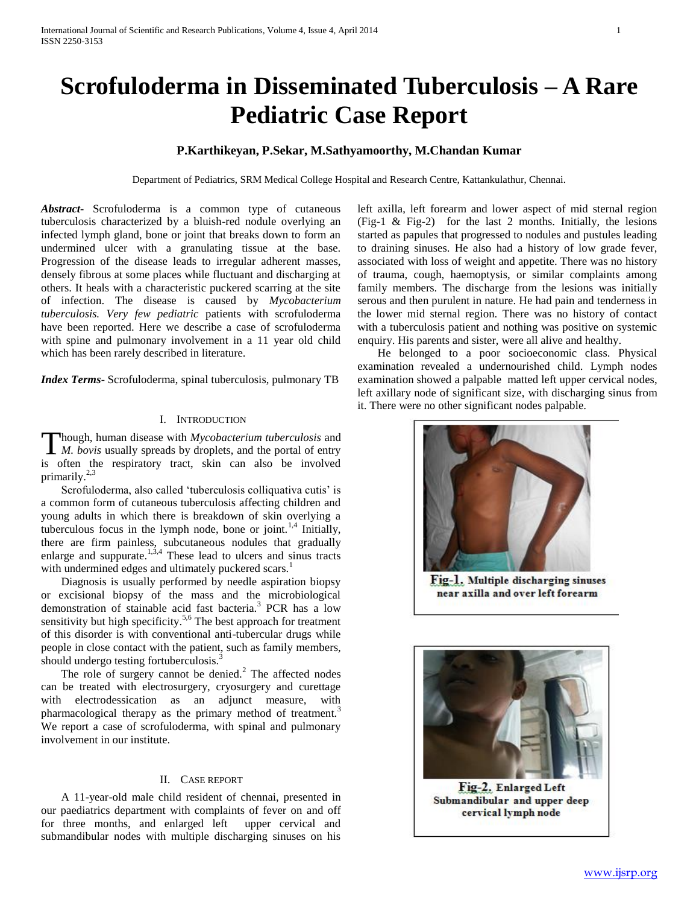# Scrofuloderma in Disseminated Tuberculosis – A Rare Pediatric Case Report

**P.Karthikeyan, P.Sekar, M.Sathyamoorthy, M.Chandan Kumar**

Department of Pediatrics, SRM Medical College Hospital and Research Centre, Kattankulathur, Chennai.

***Abstract-*** Scrofuloderma is a common type of cutaneous tuberculosis characterized by a bluish-red nodule overlying an infected lymph gland, bone or joint that breaks down to form an undermined ulcer with a granulating tissue at the base. Progression of the disease leads to irregular adherent masses, densely fibrous at some places while fluctuant and discharging at others. It heals with a characteristic puckered scarring at the site of infection. The disease is caused by *Mycobacterium tuberculosis. Very few pediatric* patients with scrofuloderma have been reported. Here we describe a case of scrofuloderma with spine and pulmonary involvement in a 11 year old child which has been rarely described in literature.

***Index Terms*****-** Scrofuloderma, spinal tuberculosis, pulmonary TB

## I. Introduction

Though, human disease with *Mycobacterium tuberculosis* and *M. bovis* usually spreads by droplets, and the portal of entry is often the respiratory tract, skin can also be involved primarily.[2,3]

Scrofuloderma, also called 'tuberculosis colliquativa cutis' is a common form of cutaneous tuberculosis affecting children and young adults in which there is breakdown of skin overlying a tuberculous focus in the lymph node, bone or joint.[1,4] Initially, there are firm painless, subcutaneous nodules that gradually enlarge and suppurate.[1,3,4] These lead to ulcers and sinus tracts with undermined edges and ultimately puckered scars.[1]

Diagnosis is usually performed by needle aspiration biopsy or excisional biopsy of the mass and the microbiological demonstration of stainable acid fast bacteria.[3] PCR has a low sensitivity but high specificity.[5,6] The best approach for treatment of this disorder is with conventional anti-tubercular drugs while people in close contact with the patient, such as family members, should undergo testing fortuberculosis.[3]

The role of surgery cannot be denied.[2] The affected nodes can be treated with electrosurgery, cryosurgery and curettage with electrodessication as an adjunct measure, with pharmacological therapy as the primary method of treatment.[3] We report a case of scrofuloderma, with spinal and pulmonary involvement in our institute.

## II. Case Report

A 11-year-old male child resident of chennai, presented in our paediatrics department with complaints of fever on and off for three months, and enlarged left upper cervical and submandibular nodes with multiple discharging sinuses on his left axilla, left forearm and lower aspect of mid sternal region (Fig-1 & Fig-2) for the last 2 months. Initially, the lesions started as papules that progressed to nodules and pustules leading to draining sinuses. He also had a history of low grade fever, associated with loss of weight and appetite. There was no history of trauma, cough, haemoptysis, or similar complaints among family members. The discharge from the lesions was initially serous and then purulent in nature. He had pain and tenderness in the lower mid sternal region. There was no history of contact with a tuberculosis patient and nothing was positive on systemic enquiry. His parents and sister, were all alive and healthy.

He belonged to a poor socioeconomic class. Physical examination revealed a undernourished child. Lymph nodes examination showed a palpable matted left upper cervical nodes, left axillary node of significant size, with discharging sinus from it. There were no other significant nodes palpable.

**Fig-1.** Multiple discharging sinuses near axilla and over left forearm

**Fig-2.** Enlarged Left Submandibular and upper deep cervical lymph node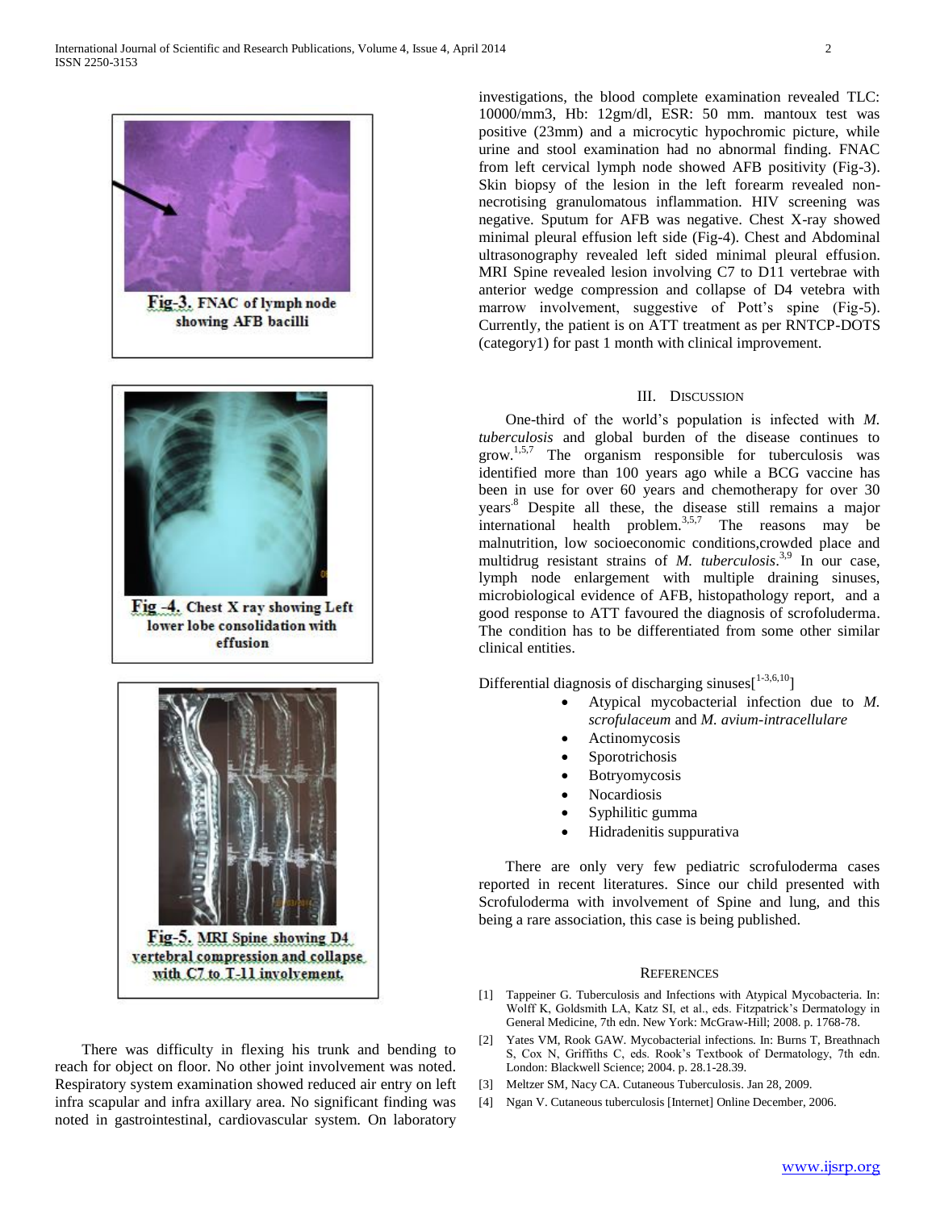Fig-3. FNAC of lymph node showing AFB bacilli

Fig -4. Chest X ray showing Left lower lobe consolidation with effusion

Fig-5. MRI Spine showing D4 vertebral compression and collapse with C7 to T-11 involvement.

There was difficulty in flexing his trunk and bending to reach for object on floor. No other joint involvement was noted. Respiratory system examination showed reduced air entry on left infra scapular and infra axillary area. No significant finding was noted in gastrointestinal, cardiovascular system. On laboratory investigations, the blood complete examination revealed TLC: 10000/mm3, Hb: 12gm/dl, ESR: 50 mm. mantoux test was positive (23mm) and a microcytic hypochromic picture, while urine and stool examination had no abnormal finding. FNAC from left cervical lymph node showed AFB positivity (Fig-3). Skin biopsy of the lesion in the left forearm revealed non-necrotising granulomatous inflammation. HIV screening was negative. Sputum for AFB was negative. Chest X-ray showed minimal pleural effusion left side (Fig-4). Chest and Abdominal ultrasonography revealed left sided minimal pleural effusion. MRI Spine revealed lesion involving C7 to D11 vertebrae with anterior wedge compression and collapse of D4 vetebra with marrow involvement, suggestive of Pott's spine (Fig-5). Currently, the patient is on ATT treatment as per RNTCP-DOTS (category1) for past 1 month with clinical improvement.

## III. Discussion

One-third of the world's population is infected with *M. tuberculosis* and global burden of the disease continues to grow.[1,5,7] The organism responsible for tuberculosis was identified more than 100 years ago while a BCG vaccine has been in use for over 60 years and chemotherapy for over 30 years.[8] Despite all these, the disease still remains a major international health problem.[3,5,7] The reasons may be malnutrition, low socioeconomic conditions,crowded place and multidrug resistant strains of *M. tuberculosis*.[3,9] In our case, lymph node enlargement with multiple draining sinuses, microbiological evidence of AFB, histopathology report, and a good response to ATT favoured the diagnosis of scrofuloderma. The condition has to be differentiated from some other similar clinical entities.

Differential diagnosis of discharging sinuses[1-3,6,10]

- Atypical mycobacterial infection due to *M. scrofulaceum* and *M. avium-intracellulare*
- Actinomycosis
- Sporotrichosis
- Botryomycosis
- Nocardiosis
- Syphilitic gumma
- Hidradenitis suppurativa

There are only very few pediatric scrofuloderma cases reported in recent literatures. Since our child presented with Scrofuloderma with involvement of Spine and lung, and this being a rare association, this case is being published.

## References

[1] Tappeiner G. Tuberculosis and Infections with Atypical Mycobacteria. In: Wolff K, Goldsmith LA, Katz SI, et al., eds. Fitzpatrick's Dermatology in General Medicine, 7th edn. New York: McGraw-Hill; 2008. p. 1768-78.

[2] Yates VM, Rook GAW. Mycobacterial infections. In: Burns T, Breathnach S, Cox N, Griffiths C, eds. Rook's Textbook of Dermatology, 7th edn. London: Blackwell Science; 2004. p. 28.1-28.39.

[3] Meltzer SM, Nacy CA. Cutaneous Tuberculosis. Jan 28, 2009.

[4] Ngan V. Cutaneous tuberculosis [Internet] Online December, 2006.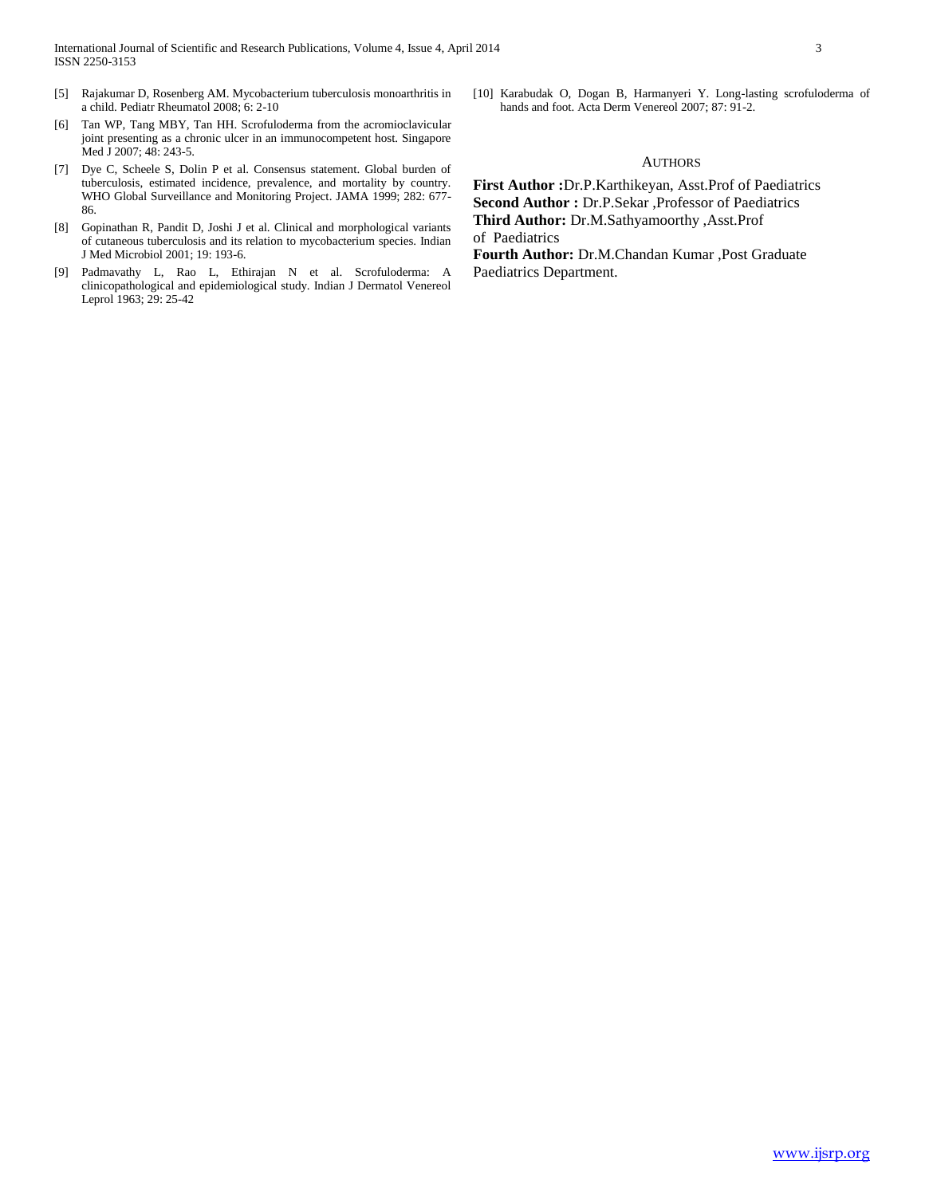[5] Rajakumar D, Rosenberg AM. Mycobacterium tuberculosis monoarthritis in a child. Pediatr Rheumatol 2008; 6: 2-10

[6] Tan WP, Tang MBY, Tan HH. Scrofuloderma from the acromioclavicular joint presenting as a chronic ulcer in an immunocompetent host. Singapore Med J 2007; 48: 243-5.

[7] Dye C, Scheele S, Dolin P et al. Consensus statement. Global burden of tuberculosis, estimated incidence, prevalence, and mortality by country. WHO Global Surveillance and Monitoring Project. JAMA 1999; 282: 677-86.

[8] Gopinathan R, Pandit D, Joshi J et al. Clinical and morphological variants of cutaneous tuberculosis and its relation to mycobacterium species. Indian J Med Microbiol 2001; 19: 193-6.

[9] Padmavathy L, Rao L, Ethirajan N et al. Scrofuloderma: A clinicopathological and epidemiological study. Indian J Dermatol Venereol Leprol 1963; 29: 25-42

[10] Karabudak O, Dogan B, Harmanyeri Y. Long-lasting scrofuloderma of hands and foot. Acta Derm Venereol 2007; 87: 91-2.

## AUTHORS

**First Author :**Dr.P.Karthikeyan, Asst.Prof of Paediatrics

**Second Author :** Dr.P.Sekar ,Professor of Paediatrics

**Third Author:** Dr.M.Sathyamoorthy ,Asst.Prof of Paediatrics

**Fourth Author:** Dr.M.Chandan Kumar ,Post Graduate Paediatrics Department.